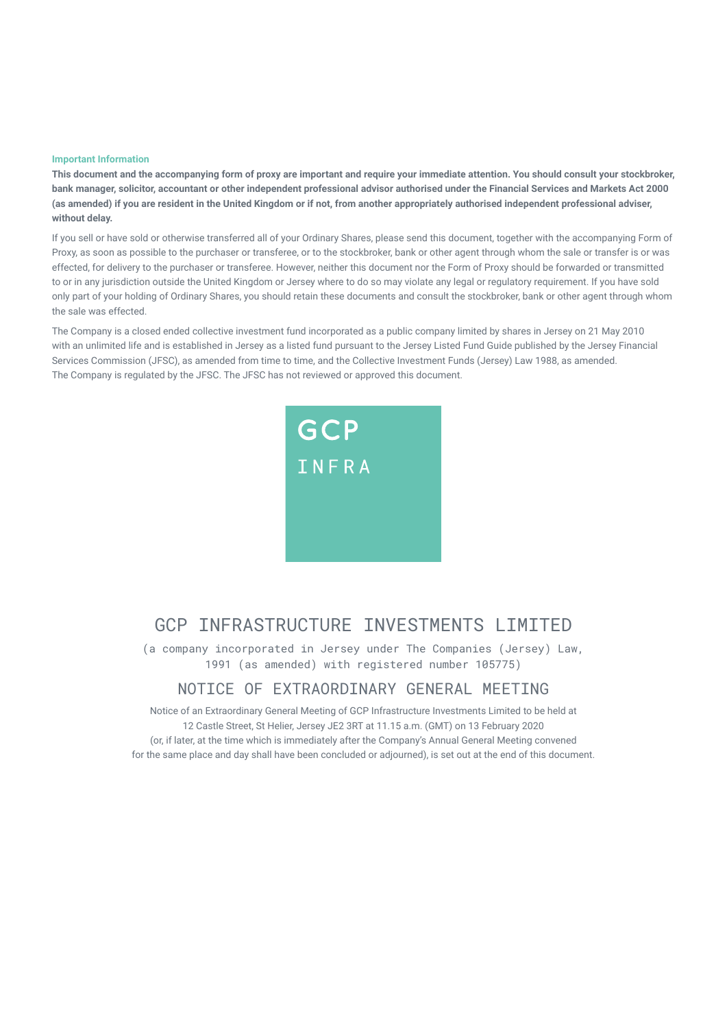**Important Information**

**This document and the accompanying form of proxy are important and require your immediate attention. You should consult your stockbroker, bank manager, solicitor, accountant or other independent professional advisor authorised under the Financial Services and Markets Act 2000 (as amended) if you are resident in the United Kingdom or if not, from another appropriately authorised independent professional adviser, without delay.**

If you sell or have sold or otherwise transferred all of your Ordinary Shares, please send this document, together with the accompanying Form of Proxy, as soon as possible to the purchaser or transferee, or to the stockbroker, bank or other agent through whom the sale or transfer is or was effected, for delivery to the purchaser or transferee. However, neither this document nor the Form of Proxy should be forwarded or transmitted to or in any jurisdiction outside the United Kingdom or Jersey where to do so may violate any legal or regulatory requirement. If you have sold only part of your holding of Ordinary Shares, you should retain these documents and consult the stockbroker, bank or other agent through whom the sale was effected.

The Company is a closed ended collective investment fund incorporated as a public company limited by shares in Jersey on 21 May 2010 with an unlimited life and is established in Jersey as a listed fund pursuant to the Jersey Listed Fund Guide published by the Jersey Financial Services Commission (JFSC), as amended from time to time, and the Collective Investment Funds (Jersey) Law 1988, as amended. The Company is regulated by the JFSC. The JFSC has not reviewed or approved this document.

GCP

INFRA

# GCP INFRASTRUCTURE INVESTMENTS LIMITED

(a company incorporated in Jersey under The Companies (Jersey) Law, 1991 (as amended) with registered number 105775)

## NOTICE OF EXTRAORDINARY GENERAL MEETING

Notice of an Extraordinary General Meeting of GCP Infrastructure Investments Limited to be held at 12 Castle Street, St Helier, Jersey JE2 3RT at 11.15 a.m. (GMT) on 13 February 2020 (or, if later, at the time which is immediately after the Company's Annual General Meeting convened for the same place and day shall have been concluded or adjourned), is set out at the end of this document.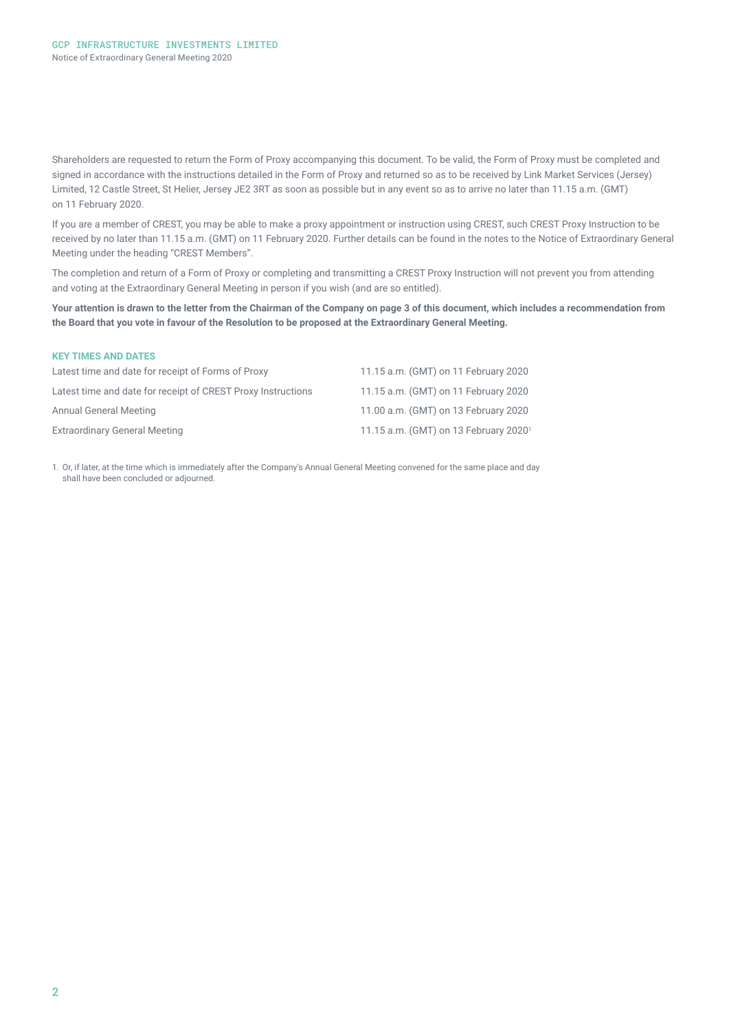Shareholders are requested to return the Form of Proxy accompanying this document. To be valid, the Form of Proxy must be completed and signed in accordance with the instructions detailed in the Form of Proxy and returned so as to be received by Link Market Services (Jersey) Limited, 12 Castle Street, St Helier, Jersey JE2 3RT as soon as possible but in any event so as to arrive no later than 11.15 a.m. (GMT) on 11 February 2020.

If you are a member of CREST, you may be able to make a proxy appointment or instruction using CREST, such CREST Proxy Instruction to be received by no later than 11.15 a.m. (GMT) on 11 February 2020. Further details can be found in the notes to the Notice of Extraordinary General Meeting under the heading "CREST Members".

The completion and return of a Form of Proxy or completing and transmitting a CREST Proxy Instruction will not prevent you from attending and voting at the Extraordinary General Meeting in person if you wish (and are so entitled).

**Your attention is drawn to the letter from the Chairman of the Company on page 3 of this document, which includes a recommendation from the Board that you vote in favour of the Resolution to be proposed at the Extraordinary General Meeting.**

## KEY TIMES AND DATES

| | |
|---|---|
| Latest time and date for receipt of Forms of Proxy | 11.15 a.m. (GMT) on 11 February 2020 |
| Latest time and date for receipt of CREST Proxy Instructions | 11.15 a.m. (GMT) on 11 February 2020 |
| Annual General Meeting | 11.00 a.m. (GMT) on 13 February 2020 |
| Extraordinary General Meeting | 11.15 a.m. (GMT) on 13 February 2020[1] |

1. Or, if later, at the time which is immediately after the Company's Annual General Meeting convened for the same place and day shall have been concluded or adjourned.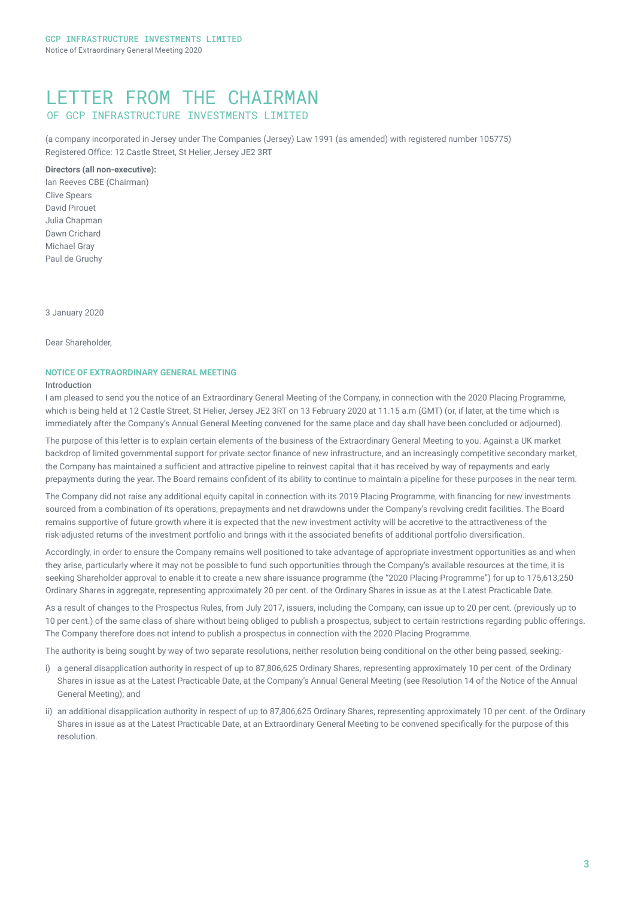# LETTER FROM THE CHAIRMAN

## OF GCP INFRASTRUCTURE INVESTMENTS LIMITED

(a company incorporated in Jersey under The Companies (Jersey) Law 1991 (as amended) with registered number 105775)
Registered Office: 12 Castle Street, St Helier, Jersey JE2 3RT

**Directors (all non-executive):**
Ian Reeves CBE (Chairman)
Clive Spears
David Pirouet
Julia Chapman
Dawn Crichard
Michael Gray
Paul de Gruchy

3 January 2020

Dear Shareholder,

### NOTICE OF EXTRAORDINARY GENERAL MEETING

**Introduction**

I am pleased to send you the notice of an Extraordinary General Meeting of the Company, in connection with the 2020 Placing Programme, which is being held at 12 Castle Street, St Helier, Jersey JE2 3RT on 13 February 2020 at 11.15 a.m (GMT) (or, if later, at the time which is immediately after the Company's Annual General Meeting convened for the same place and day shall have been concluded or adjourned).

The purpose of this letter is to explain certain elements of the business of the Extraordinary General Meeting to you. Against a UK market backdrop of limited governmental support for private sector finance of new infrastructure, and an increasingly competitive secondary market, the Company has maintained a sufficient and attractive pipeline to reinvest capital that it has received by way of repayments and early prepayments during the year. The Board remains confident of its ability to continue to maintain a pipeline for these purposes in the near term.

The Company did not raise any additional equity capital in connection with its 2019 Placing Programme, with financing for new investments sourced from a combination of its operations, prepayments and net drawdowns under the Company's revolving credit facilities. The Board remains supportive of future growth where it is expected that the new investment activity will be accretive to the attractiveness of the risk-adjusted returns of the investment portfolio and brings with it the associated benefits of additional portfolio diversification.

Accordingly, in order to ensure the Company remains well positioned to take advantage of appropriate investment opportunities as and when they arise, particularly where it may not be possible to fund such opportunities through the Company's available resources at the time, it is seeking Shareholder approval to enable it to create a new share issuance programme (the "2020 Placing Programme") for up to 175,613,250 Ordinary Shares in aggregate, representing approximately 20 per cent. of the Ordinary Shares in issue as at the Latest Practicable Date.

As a result of changes to the Prospectus Rules, from July 2017, issuers, including the Company, can issue up to 20 per cent. (previously up to 10 per cent.) of the same class of share without being obliged to publish a prospectus, subject to certain restrictions regarding public offerings. The Company therefore does not intend to publish a prospectus in connection with the 2020 Placing Programme.

The authority is being sought by way of two separate resolutions, neither resolution being conditional on the other being passed, seeking:-

i) a general disapplication authority in respect of up to 87,806,625 Ordinary Shares, representing approximately 10 per cent. of the Ordinary Shares in issue as at the Latest Practicable Date, at the Company's Annual General Meeting (see Resolution 14 of the Notice of the Annual General Meeting); and

ii) an additional disapplication authority in respect of up to 87,806,625 Ordinary Shares, representing approximately 10 per cent. of the Ordinary Shares in issue as at the Latest Practicable Date, at an Extraordinary General Meeting to be convened specifically for the purpose of this resolution.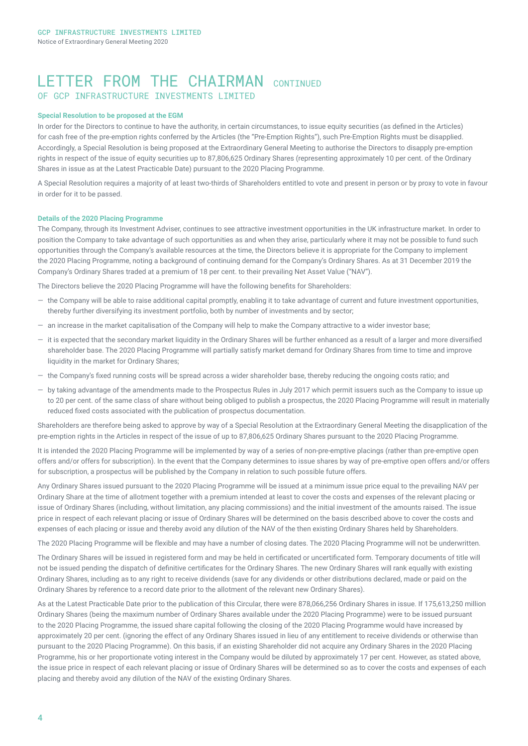# LETTER FROM THE CHAIRMAN CONTINUED

## OF GCP INFRASTRUCTURE INVESTMENTS LIMITED

### Special Resolution to be proposed at the EGM

In order for the Directors to continue to have the authority, in certain circumstances, to issue equity securities (as defined in the Articles) for cash free of the pre-emption rights conferred by the Articles (the "Pre-Emption Rights"), such Pre-Emption Rights must be disapplied. Accordingly, a Special Resolution is being proposed at the Extraordinary General Meeting to authorise the Directors to disapply pre-emption rights in respect of the issue of equity securities up to 87,806,625 Ordinary Shares (representing approximately 10 per cent. of the Ordinary Shares in issue as at the Latest Practicable Date) pursuant to the 2020 Placing Programme.

A Special Resolution requires a majority of at least two-thirds of Shareholders entitled to vote and present in person or by proxy to vote in favour in order for it to be passed.

### Details of the 2020 Placing Programme

The Company, through its Investment Adviser, continues to see attractive investment opportunities in the UK infrastructure market. In order to position the Company to take advantage of such opportunities as and when they arise, particularly where it may not be possible to fund such opportunities through the Company's available resources at the time, the Directors believe it is appropriate for the Company to implement the 2020 Placing Programme, noting a background of continuing demand for the Company's Ordinary Shares. As at 31 December 2019 the Company's Ordinary Shares traded at a premium of 18 per cent. to their prevailing Net Asset Value ("NAV").

The Directors believe the 2020 Placing Programme will have the following benefits for Shareholders:

- the Company will be able to raise additional capital promptly, enabling it to take advantage of current and future investment opportunities, thereby further diversifying its investment portfolio, both by number of investments and by sector;
- an increase in the market capitalisation of the Company will help to make the Company attractive to a wider investor base;
- it is expected that the secondary market liquidity in the Ordinary Shares will be further enhanced as a result of a larger and more diversified shareholder base. The 2020 Placing Programme will partially satisfy market demand for Ordinary Shares from time to time and improve liquidity in the market for Ordinary Shares;
- the Company's fixed running costs will be spread across a wider shareholder base, thereby reducing the ongoing costs ratio; and
- by taking advantage of the amendments made to the Prospectus Rules in July 2017 which permit issuers such as the Company to issue up to 20 per cent. of the same class of share without being obliged to publish a prospectus, the 2020 Placing Programme will result in materially reduced fixed costs associated with the publication of prospectus documentation.

Shareholders are therefore being asked to approve by way of a Special Resolution at the Extraordinary General Meeting the disapplication of the pre-emption rights in the Articles in respect of the issue of up to 87,806,625 Ordinary Shares pursuant to the 2020 Placing Programme.

It is intended the 2020 Placing Programme will be implemented by way of a series of non-pre-emptive placings (rather than pre-emptive open offers and/or offers for subscription). In the event that the Company determines to issue shares by way of pre-emptive open offers and/or offers for subscription, a prospectus will be published by the Company in relation to such possible future offers.

Any Ordinary Shares issued pursuant to the 2020 Placing Programme will be issued at a minimum issue price equal to the prevailing NAV per Ordinary Share at the time of allotment together with a premium intended at least to cover the costs and expenses of the relevant placing or issue of Ordinary Shares (including, without limitation, any placing commissions) and the initial investment of the amounts raised. The issue price in respect of each relevant placing or issue of Ordinary Shares will be determined on the basis described above to cover the costs and expenses of each placing or issue and thereby avoid any dilution of the NAV of the then existing Ordinary Shares held by Shareholders.

The 2020 Placing Programme will be flexible and may have a number of closing dates. The 2020 Placing Programme will not be underwritten.

The Ordinary Shares will be issued in registered form and may be held in certificated or uncertificated form. Temporary documents of title will not be issued pending the dispatch of definitive certificates for the Ordinary Shares. The new Ordinary Shares will rank equally with existing Ordinary Shares, including as to any right to receive dividends (save for any dividends or other distributions declared, made or paid on the Ordinary Shares by reference to a record date prior to the allotment of the relevant new Ordinary Shares).

As at the Latest Practicable Date prior to the publication of this Circular, there were 878,066,256 Ordinary Shares in issue. If 175,613,250 million Ordinary Shares (being the maximum number of Ordinary Shares available under the 2020 Placing Programme) were to be issued pursuant to the 2020 Placing Programme, the issued share capital following the closing of the 2020 Placing Programme would have increased by approximately 20 per cent. (ignoring the effect of any Ordinary Shares issued in lieu of any entitlement to receive dividends or otherwise than pursuant to the 2020 Placing Programme). On this basis, if an existing Shareholder did not acquire any Ordinary Shares in the 2020 Placing Programme, his or her proportionate voting interest in the Company would be diluted by approximately 17 per cent. However, as stated above, the issue price in respect of each relevant placing or issue of Ordinary Shares will be determined so as to cover the costs and expenses of each placing and thereby avoid any dilution of the NAV of the existing Ordinary Shares.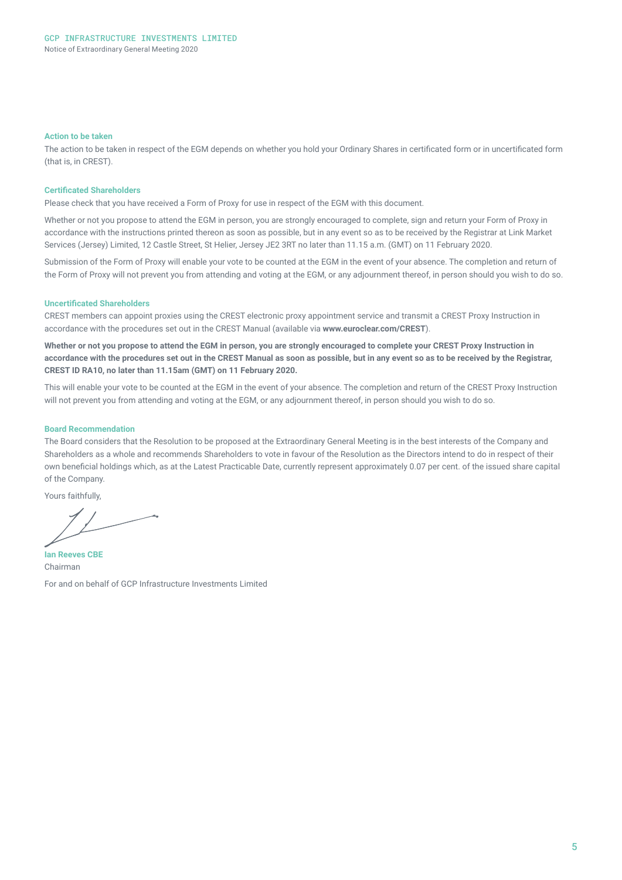### Action to be taken

The action to be taken in respect of the EGM depends on whether you hold your Ordinary Shares in certificated form or in uncertificated form (that is, in CREST).

### Certificated Shareholders

Please check that you have received a Form of Proxy for use in respect of the EGM with this document.

Whether or not you propose to attend the EGM in person, you are strongly encouraged to complete, sign and return your Form of Proxy in accordance with the instructions printed thereon as soon as possible, but in any event so as to be received by the Registrar at Link Market Services (Jersey) Limited, 12 Castle Street, St Helier, Jersey JE2 3RT no later than 11.15 a.m. (GMT) on 11 February 2020.

Submission of the Form of Proxy will enable your vote to be counted at the EGM in the event of your absence. The completion and return of the Form of Proxy will not prevent you from attending and voting at the EGM, or any adjournment thereof, in person should you wish to do so.

### Uncertificated Shareholders

CREST members can appoint proxies using the CREST electronic proxy appointment service and transmit a CREST Proxy Instruction in accordance with the procedures set out in the CREST Manual (available via **www.euroclear.com/CREST**).

**Whether or not you propose to attend the EGM in person, you are strongly encouraged to complete your CREST Proxy Instruction in accordance with the procedures set out in the CREST Manual as soon as possible, but in any event so as to be received by the Registrar, CREST ID RA10, no later than 11.15am (GMT) on 11 February 2020.**

This will enable your vote to be counted at the EGM in the event of your absence. The completion and return of the CREST Proxy Instruction will not prevent you from attending and voting at the EGM, or any adjournment thereof, in person should you wish to do so.

### Board Recommendation

The Board considers that the Resolution to be proposed at the Extraordinary General Meeting is in the best interests of the Company and Shareholders as a whole and recommends Shareholders to vote in favour of the Resolution as the Directors intend to do in respect of their own beneficial holdings which, as at the Latest Practicable Date, currently represent approximately 0.07 per cent. of the issued share capital of the Company.

Yours faithfully,

**Ian Reeves CBE**
Chairman

For and on behalf of GCP Infrastructure Investments Limited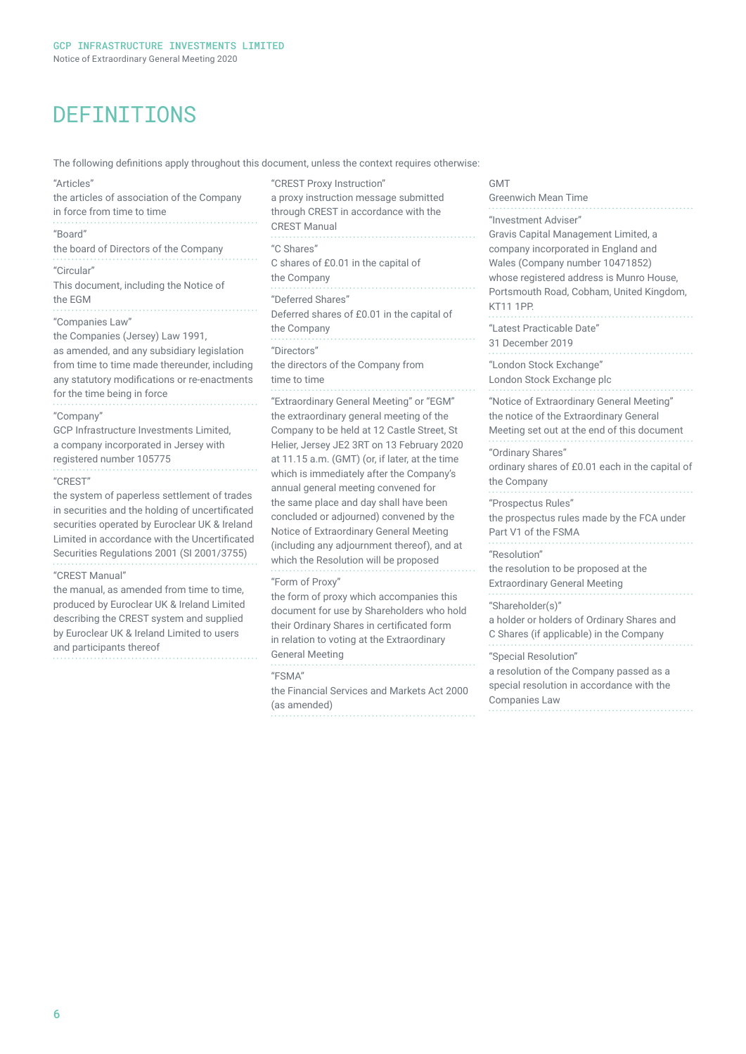# DEFINITIONS

The following definitions apply throughout this document, unless the context requires otherwise:

"Articles"
the articles of association of the Company in force from time to time

"Board"
the board of Directors of the Company

"Circular"
This document, including the Notice of the EGM

"Companies Law"
the Companies (Jersey) Law 1991, as amended, and any subsidiary legislation from time to time made thereunder, including any statutory modifications or re-enactments for the time being in force

"Company"
GCP Infrastructure Investments Limited, a company incorporated in Jersey with registered number 105775

"CREST"
the system of paperless settlement of trades in securities and the holding of uncertificated securities operated by Euroclear UK & Ireland Limited in accordance with the Uncertificated Securities Regulations 2001 (SI 2001/3755)

"CREST Manual"
the manual, as amended from time to time, produced by Euroclear UK & Ireland Limited describing the CREST system and supplied by Euroclear UK & Ireland Limited to users and participants thereof

"CREST Proxy Instruction"
a proxy instruction message submitted through CREST in accordance with the CREST Manual

"C Shares"
C shares of £0.01 in the capital of the Company

"Deferred Shares"
Deferred shares of £0.01 in the capital of the Company

"Directors"
the directors of the Company from time to time

"Extraordinary General Meeting" or "EGM"
the extraordinary general meeting of the Company to be held at 12 Castle Street, St Helier, Jersey JE2 3RT on 13 February 2020 at 11.15 a.m. (GMT) (or, if later, at the time which is immediately after the Company's annual general meeting convened for the same place and day shall have been concluded or adjourned) convened by the Notice of Extraordinary General Meeting (including any adjournment thereof), and at which the Resolution will be proposed

"Form of Proxy"
the form of proxy which accompanies this document for use by Shareholders who hold their Ordinary Shares in certificated form in relation to voting at the Extraordinary General Meeting

"FSMA"
the Financial Services and Markets Act 2000 (as amended)

GMT
Greenwich Mean Time

"Investment Adviser"
Gravis Capital Management Limited, a company incorporated in England and Wales (Company number 10471852) whose registered address is Munro House, Portsmouth Road, Cobham, United Kingdom, KT11 1PP.

"Latest Practicable Date"
31 December 2019

"London Stock Exchange"
London Stock Exchange plc

"Notice of Extraordinary General Meeting"
the notice of the Extraordinary General Meeting set out at the end of this document

"Ordinary Shares"
ordinary shares of £0.01 each in the capital of the Company

"Prospectus Rules"
the prospectus rules made by the FCA under Part V1 of the FSMA

"Resolution"
the resolution to be proposed at the Extraordinary General Meeting

"Shareholder(s)"
a holder or holders of Ordinary Shares and C Shares (if applicable) in the Company

"Special Resolution"
a resolution of the Company passed as a special resolution in accordance with the Companies Law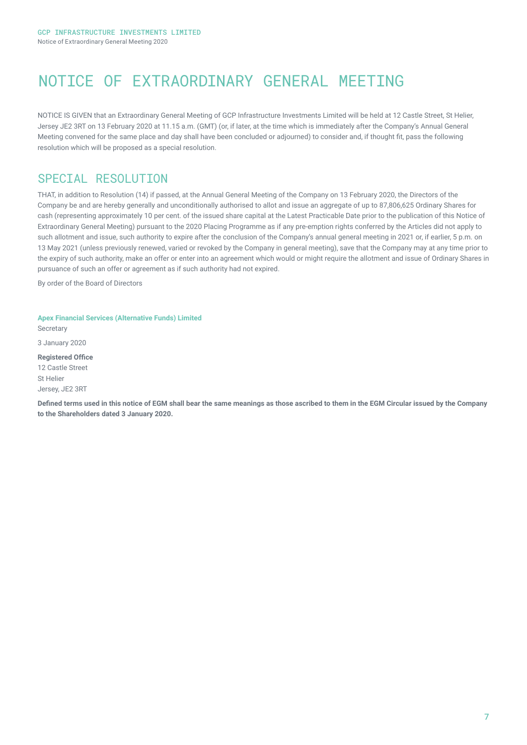# NOTICE OF EXTRAORDINARY GENERAL MEETING

NOTICE IS GIVEN that an Extraordinary General Meeting of GCP Infrastructure Investments Limited will be held at 12 Castle Street, St Helier, Jersey JE2 3RT on 13 February 2020 at 11.15 a.m. (GMT) (or, if later, at the time which is immediately after the Company's Annual General Meeting convened for the same place and day shall have been concluded or adjourned) to consider and, if thought fit, pass the following resolution which will be proposed as a special resolution.

## SPECIAL RESOLUTION

THAT, in addition to Resolution (14) if passed, at the Annual General Meeting of the Company on 13 February 2020, the Directors of the Company be and are hereby generally and unconditionally authorised to allot and issue an aggregate of up to 87,806,625 Ordinary Shares for cash (representing approximately 10 per cent. of the issued share capital at the Latest Practicable Date prior to the publication of this Notice of Extraordinary General Meeting) pursuant to the 2020 Placing Programme as if any pre-emption rights conferred by the Articles did not apply to such allotment and issue, such authority to expire after the conclusion of the Company's annual general meeting in 2021 or, if earlier, 5 p.m. on 13 May 2021 (unless previously renewed, varied or revoked by the Company in general meeting), save that the Company may at any time prior to the expiry of such authority, make an offer or enter into an agreement which would or might require the allotment and issue of Ordinary Shares in pursuance of such an offer or agreement as if such authority had not expired.

By order of the Board of Directors

**Apex Financial Services (Alternative Funds) Limited**
Secretary

3 January 2020

**Registered Office**
12 Castle Street
St Helier
Jersey, JE2 3RT

**Defined terms used in this notice of EGM shall bear the same meanings as those ascribed to them in the EGM Circular issued by the Company to the Shareholders dated 3 January 2020.**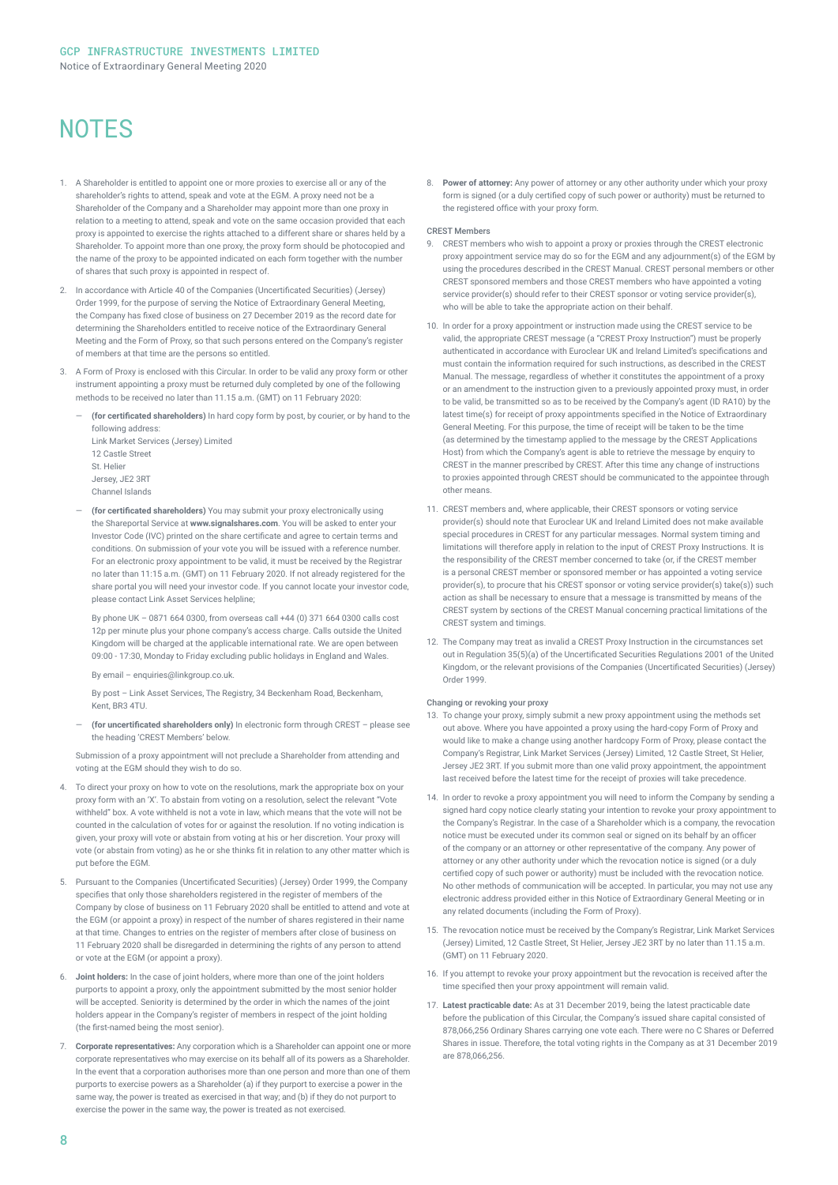# NOTES

1. A Shareholder is entitled to appoint one or more proxies to exercise all or any of the shareholder's rights to attend, speak and vote at the EGM. A proxy need not be a Shareholder of the Company and a Shareholder may appoint more than one proxy in relation to a meeting to attend, speak and vote on the same occasion provided that each proxy is appointed to exercise the rights attached to a different share or shares held by a Shareholder. To appoint more than one proxy, the proxy form should be photocopied and the name of the proxy to be appointed indicated on each form together with the number of shares that such proxy is appointed in respect of.

2. In accordance with Article 40 of the Companies (Uncertificated Securities) (Jersey) Order 1999, for the purpose of serving the Notice of Extraordinary General Meeting, the Company has fixed close of business on 27 December 2019 as the record date for determining the Shareholders entitled to receive notice of the Extraordinary General Meeting and the Form of Proxy, so that such persons entered on the Company's register of members at that time are the persons so entitled.

3. A Form of Proxy is enclosed with this Circular. In order to be valid any proxy form or other instrument appointing a proxy must be returned duly completed by one of the following methods to be received no later than 11.15 a.m. (GMT) on 11 February 2020:

   — **(for certificated shareholders)** In hard copy form by post, by courier, or by hand to the following address:
   Link Market Services (Jersey) Limited
   12 Castle Street
   St. Helier
   Jersey, JE2 3RT
   Channel Islands

   — **(for certificated shareholders)** You may submit your proxy electronically using the Shareportal Service at **www.signalshares.com**. You will be asked to enter your Investor Code (IVC) printed on the share certificate and agree to certain terms and conditions. On submission of your vote you will be issued with a reference number. For an electronic proxy appointment to be valid, it must be received by the Registrar no later than 11:15 a.m. (GMT) on 11 February 2020. If not already registered for the share portal you will need your investor code. If you cannot locate your investor code, please contact Link Asset Services helpline;

   By phone UK – 0871 664 0300, from overseas call +44 (0) 371 664 0300 calls cost 12p per minute plus your phone company's access charge. Calls outside the United Kingdom will be charged at the applicable international rate. We are open between 09:00 - 17:30, Monday to Friday excluding public holidays in England and Wales.

   By email – enquiries@linkgroup.co.uk.

   By post – Link Asset Services, The Registry, 34 Beckenham Road, Beckenham, Kent, BR3 4TU.

   — **(for uncertificated shareholders only)** In electronic form through CREST – please see the heading 'CREST Members' below.

   Submission of a proxy appointment will not preclude a Shareholder from attending and voting at the EGM should they wish to do so.

4. To direct your proxy on how to vote on the resolutions, mark the appropriate box on your proxy form with an 'X'. To abstain from voting on a resolution, select the relevant "Vote withheld" box. A vote withheld is not a vote in law, which means that the vote will not be counted in the calculation of votes for or against the resolution. If no voting indication is given, your proxy will vote or abstain from voting at his or her discretion. Your proxy will vote (or abstain from voting) as he or she thinks fit in relation to any other matter which is put before the EGM.

5. Pursuant to the Companies (Uncertificated Securities) (Jersey) Order 1999, the Company specifies that only those shareholders registered in the register of members of the Company by close of business on 11 February 2020 shall be entitled to attend and vote at the EGM (or appoint a proxy) in respect of the number of shares registered in their name at that time. Changes to entries on the register of members after close of business on 11 February 2020 shall be disregarded in determining the rights of any person to attend or vote at the EGM (or appoint a proxy).

6. **Joint holders:** In the case of joint holders, where more than one of the joint holders purports to appoint a proxy, only the appointment submitted by the most senior holder will be accepted. Seniority is determined by the order in which the names of the joint holders appear in the Company's register of members in respect of the joint holding (the first-named being the most senior).

7. **Corporate representatives:** Any corporation which is a Shareholder can appoint one or more corporate representatives who may exercise on its behalf all of its powers as a Shareholder. In the event that a corporation authorises more than one person and more than one of them purports to exercise powers as a Shareholder (a) if they purport to exercise a power in the same way, the power is treated as exercised in that way; and (b) if they do not purport to exercise the power in the same way, the power is treated as not exercised.

8. **Power of attorney:** Any power of attorney or any other authority under which your proxy form is signed (or a duly certified copy of such power or authority) must be returned to the registered office with your proxy form.

### CREST Members

9. CREST members who wish to appoint a proxy or proxies through the CREST electronic proxy appointment service may do so for the EGM and any adjournment(s) of the EGM by using the procedures described in the CREST Manual. CREST personal members or other CREST sponsored members and those CREST members who have appointed a voting service provider(s) should refer to their CREST sponsor or voting service provider(s), who will be able to take the appropriate action on their behalf.

10. In order for a proxy appointment or instruction made using the CREST service to be valid, the appropriate CREST message (a "CREST Proxy Instruction") must be properly authenticated in accordance with Euroclear UK and Ireland Limited's specifications and must contain the information required for such instructions, as described in the CREST Manual. The message, regardless of whether it constitutes the appointment of a proxy or an amendment to the instruction given to a previously appointed proxy must, in order to be valid, be transmitted so as to be received by the Company's agent (ID RA10) by the latest time(s) for receipt of proxy appointments specified in the Notice of Extraordinary General Meeting. For this purpose, the time of receipt will be taken to be the time (as determined by the timestamp applied to the message by the CREST Applications Host) from which the Company's agent is able to retrieve the message by enquiry to CREST in the manner prescribed by CREST. After this time any change of instructions to proxies appointed through CREST should be communicated to the appointee through other means.

11. CREST members and, where applicable, their CREST sponsors or voting service provider(s) should note that Euroclear UK and Ireland Limited does not make available special procedures in CREST for any particular messages. Normal system timing and limitations will therefore apply in relation to the input of CREST Proxy Instructions. It is the responsibility of the CREST member concerned to take (or, if the CREST member is a personal CREST member or sponsored member or has appointed a voting service provider(s), to procure that his CREST sponsor or voting service provider(s) take(s)) such action as shall be necessary to ensure that a message is transmitted by means of the CREST system by sections of the CREST Manual concerning practical limitations of the CREST system and timings.

12. The Company may treat as invalid a CREST Proxy Instruction in the circumstances set out in Regulation 35(5)(a) of the Uncertificated Securities Regulations 2001 of the United Kingdom, or the relevant provisions of the Companies (Uncertificated Securities) (Jersey) Order 1999.

### Changing or revoking your proxy

13. To change your proxy, simply submit a new proxy appointment using the methods set out above. Where you have appointed a proxy using the hard-copy Form of Proxy and would like to make a change using another hardcopy Form of Proxy, please contact the Company's Registrar, Link Market Services (Jersey) Limited, 12 Castle Street, St Helier, Jersey JE2 3RT. If you submit more than one valid proxy appointment, the appointment last received before the latest time for the receipt of proxies will take precedence.

14. In order to revoke a proxy appointment you will need to inform the Company by sending a signed hard copy notice clearly stating your intention to revoke your proxy appointment to the Company's Registrar. In the case of a Shareholder which is a company, the revocation notice must be executed under its common seal or signed on its behalf by an officer of the company or an attorney or other representative of the company. Any power of attorney or any other authority under which the revocation notice is signed (or a duly certified copy of such power or authority) must be included with the revocation notice. No other methods of communication will be accepted. In particular, you may not use any electronic address provided either in this Notice of Extraordinary General Meeting or in any related documents (including the Form of Proxy).

15. The revocation notice must be received by the Company's Registrar, Link Market Services (Jersey) Limited, 12 Castle Street, St Helier, Jersey JE2 3RT by no later than 11.15 a.m. (GMT) on 11 February 2020.

16. If you attempt to revoke your proxy appointment but the revocation is received after the time specified then your proxy appointment will remain valid.

17. **Latest practicable date:** As at 31 December 2019, being the latest practicable date before the publication of this Circular, the Company's issued share capital consisted of 878,066,256 Ordinary Shares carrying one vote each. There were no C Shares or Deferred Shares in issue. Therefore, the total voting rights in the Company as at 31 December 2019 are 878,066,256.